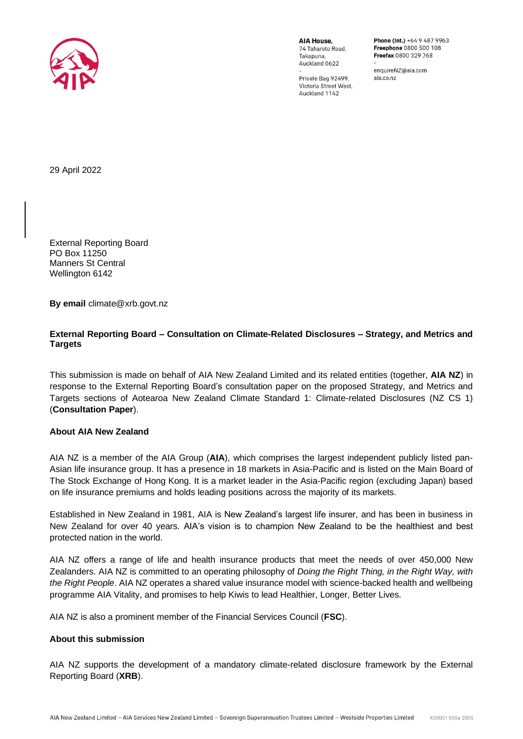**AIA House,**
74 Taharoto Road,
Takapuna,
Auckland 0622
-
Private Bag 92499,
Victoria Street West,
Auckland 1142

**Phone (Int.)** +64 9 487 9963
**Freephone** 0800 500 108
**Freefax** 0800 329 768
-
enquireNZ@aia.com
aia.co.nz

29 April 2022

External Reporting Board
PO Box 11250
Manners St Central
Wellington 6142

**By email** climate@xrb.govt.nz

**External Reporting Board – Consultation on Climate-Related Disclosures – Strategy, and Metrics and Targets**

This submission is made on behalf of AIA New Zealand Limited and its related entities (together, **AIA NZ**) in response to the External Reporting Board's consultation paper on the proposed Strategy, and Metrics and Targets sections of Aotearoa New Zealand Climate Standard 1: Climate-related Disclosures (NZ CS 1) (**Consultation Paper**).

**About AIA New Zealand**

AIA NZ is a member of the AIA Group (**AIA**), which comprises the largest independent publicly listed pan-Asian life insurance group. It has a presence in 18 markets in Asia-Pacific and is listed on the Main Board of The Stock Exchange of Hong Kong. It is a market leader in the Asia-Pacific region (excluding Japan) based on life insurance premiums and holds leading positions across the majority of its markets.

Established in New Zealand in 1981, AIA is New Zealand's largest life insurer, and has been in business in New Zealand for over 40 years. AIA's vision is to champion New Zealand to be the healthiest and best protected nation in the world.

AIA NZ offers a range of life and health insurance products that meet the needs of over 450,000 New Zealanders. AIA NZ is committed to an operating philosophy of *Doing the Right Thing, in the Right Way, with the Right People*. AIA NZ operates a shared value insurance model with science-backed health and wellbeing programme AIA Vitality, and promises to help Kiwis to lead Healthier, Longer, Better Lives.

AIA NZ is also a prominent member of the Financial Services Council (**FSC**).

**About this submission**

AIA NZ supports the development of a mandatory climate-related disclosure framework by the External Reporting Board (**XRB**).

AIA New Zealand Limited – AIA Services New Zealand Limited – Sovereign Superannuation Trustees Limited – Westside Properties Limited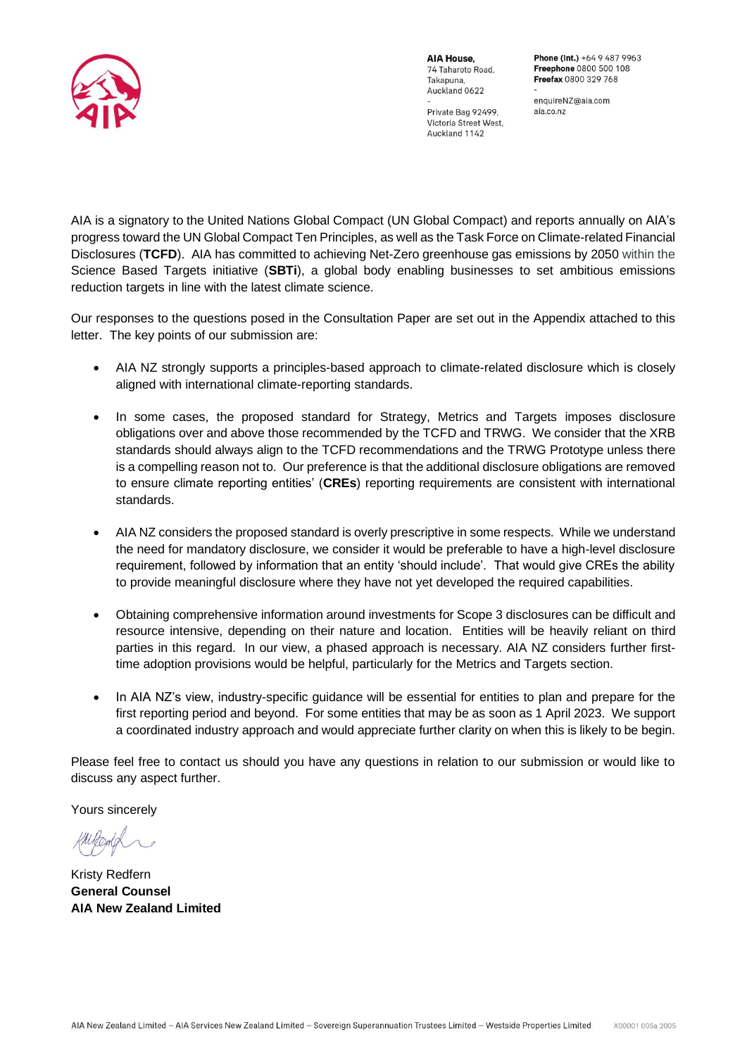AIA House,
74 Taharoto Road,
Takapuna,
Auckland 0622
-
Private Bag 92499,
Victoria Street West,
Auckland 1142

**Phone (Int.)** +64 9 487 9963
**Freephone** 0800 500 108
**Freefax** 0800 329 768
-
enquireNZ@aia.com
aia.co.nz

AIA is a signatory to the United Nations Global Compact (UN Global Compact) and reports annually on AIA's progress toward the UN Global Compact Ten Principles, as well as the Task Force on Climate-related Financial Disclosures (**TCFD**). AIA has committed to achieving Net-Zero greenhouse gas emissions by 2050 within the Science Based Targets initiative (**SBTi**), a global body enabling businesses to set ambitious emissions reduction targets in line with the latest climate science.

Our responses to the questions posed in the Consultation Paper are set out in the Appendix attached to this letter. The key points of our submission are:

- AIA NZ strongly supports a principles-based approach to climate-related disclosure which is closely aligned with international climate-reporting standards.
- In some cases, the proposed standard for Strategy, Metrics and Targets imposes disclosure obligations over and above those recommended by the TCFD and TRWG. We consider that the XRB standards should always align to the TCFD recommendations and the TRWG Prototype unless there is a compelling reason not to. Our preference is that the additional disclosure obligations are removed to ensure climate reporting entities' (**CREs**) reporting requirements are consistent with international standards.
- AIA NZ considers the proposed standard is overly prescriptive in some respects. While we understand the need for mandatory disclosure, we consider it would be preferable to have a high-level disclosure requirement, followed by information that an entity 'should include'. That would give CREs the ability to provide meaningful disclosure where they have not yet developed the required capabilities.
- Obtaining comprehensive information around investments for Scope 3 disclosures can be difficult and resource intensive, depending on their nature and location. Entities will be heavily reliant on third parties in this regard. In our view, a phased approach is necessary. AIA NZ considers further first-time adoption provisions would be helpful, particularly for the Metrics and Targets section.
- In AIA NZ's view, industry-specific guidance will be essential for entities to plan and prepare for the first reporting period and beyond. For some entities that may be as soon as 1 April 2023. We support a coordinated industry approach and would appreciate further clarity on when this is likely to be begin.

Please feel free to contact us should you have any questions in relation to our submission or would like to discuss any aspect further.

Yours sincerely

Kristy Redfern
**General Counsel**
**AIA New Zealand Limited**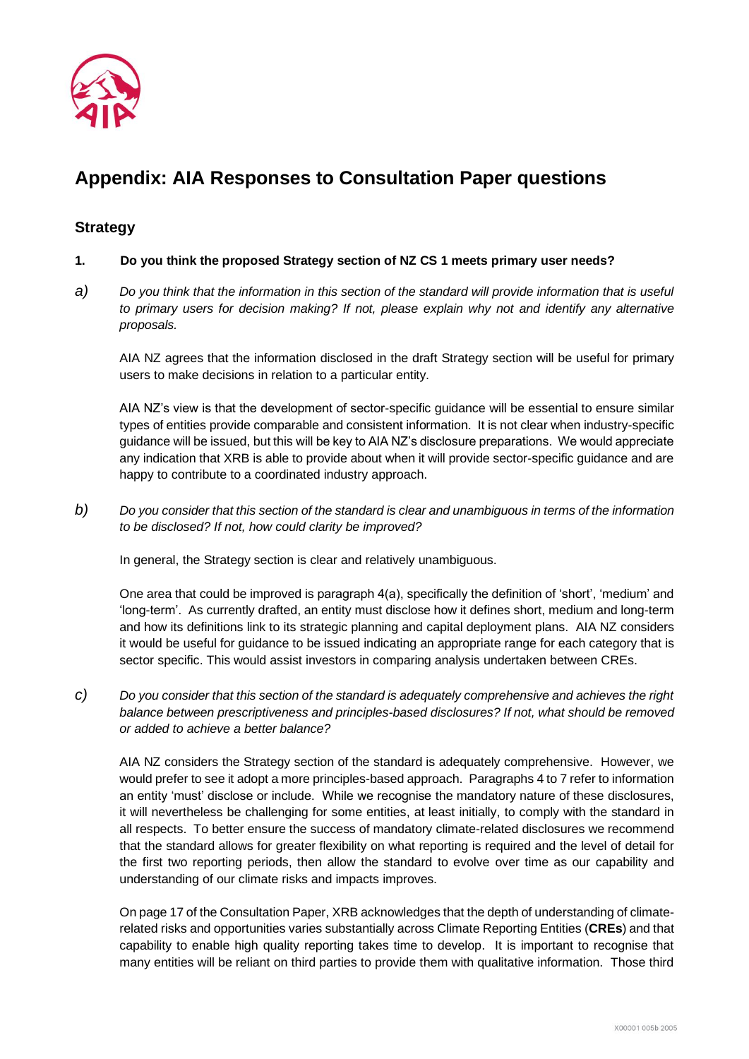# Appendix: AIA Responses to Consultation Paper questions

## Strategy

**1. Do you think the proposed Strategy section of NZ CS 1 meets primary user needs?**

*a) Do you think that the information in this section of the standard will provide information that is useful to primary users for decision making? If not, please explain why not and identify any alternative proposals.*

AIA NZ agrees that the information disclosed in the draft Strategy section will be useful for primary users to make decisions in relation to a particular entity.

AIA NZ's view is that the development of sector-specific guidance will be essential to ensure similar types of entities provide comparable and consistent information. It is not clear when industry-specific guidance will be issued, but this will be key to AIA NZ's disclosure preparations. We would appreciate any indication that XRB is able to provide about when it will provide sector-specific guidance and are happy to contribute to a coordinated industry approach.

*b) Do you consider that this section of the standard is clear and unambiguous in terms of the information to be disclosed? If not, how could clarity be improved?*

In general, the Strategy section is clear and relatively unambiguous.

One area that could be improved is paragraph 4(a), specifically the definition of 'short', 'medium' and 'long-term'. As currently drafted, an entity must disclose how it defines short, medium and long-term and how its definitions link to its strategic planning and capital deployment plans. AIA NZ considers it would be useful for guidance to be issued indicating an appropriate range for each category that is sector specific. This would assist investors in comparing analysis undertaken between CREs.

*c) Do you consider that this section of the standard is adequately comprehensive and achieves the right balance between prescriptiveness and principles-based disclosures? If not, what should be removed or added to achieve a better balance?*

AIA NZ considers the Strategy section of the standard is adequately comprehensive. However, we would prefer to see it adopt a more principles-based approach. Paragraphs 4 to 7 refer to information an entity 'must' disclose or include. While we recognise the mandatory nature of these disclosures, it will nevertheless be challenging for some entities, at least initially, to comply with the standard in all respects. To better ensure the success of mandatory climate-related disclosures we recommend that the standard allows for greater flexibility on what reporting is required and the level of detail for the first two reporting periods, then allow the standard to evolve over time as our capability and understanding of our climate risks and impacts improves.

On page 17 of the Consultation Paper, XRB acknowledges that the depth of understanding of climate-related risks and opportunities varies substantially across Climate Reporting Entities (**CREs**) and that capability to enable high quality reporting takes time to develop. It is important to recognise that many entities will be reliant on third parties to provide them with qualitative information. Those third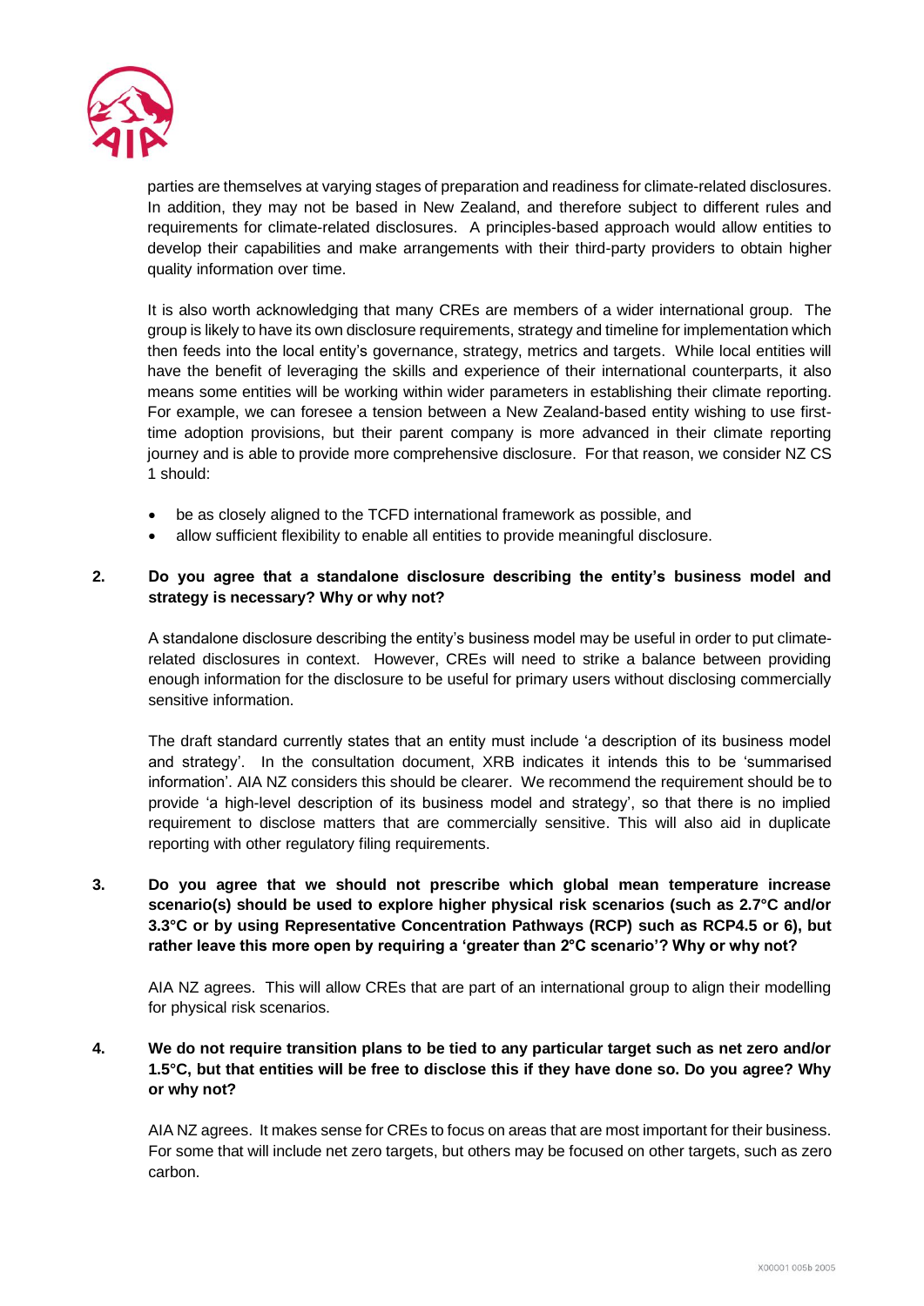parties are themselves at varying stages of preparation and readiness for climate-related disclosures. In addition, they may not be based in New Zealand, and therefore subject to different rules and requirements for climate-related disclosures. A principles-based approach would allow entities to develop their capabilities and make arrangements with their third-party providers to obtain higher quality information over time.

It is also worth acknowledging that many CREs are members of a wider international group. The group is likely to have its own disclosure requirements, strategy and timeline for implementation which then feeds into the local entity's governance, strategy, metrics and targets. While local entities will have the benefit of leveraging the skills and experience of their international counterparts, it also means some entities will be working within wider parameters in establishing their climate reporting. For example, we can foresee a tension between a New Zealand-based entity wishing to use first-time adoption provisions, but their parent company is more advanced in their climate reporting journey and is able to provide more comprehensive disclosure. For that reason, we consider NZ CS 1 should:

- be as closely aligned to the TCFD international framework as possible, and
- allow sufficient flexibility to enable all entities to provide meaningful disclosure.

**2. Do you agree that a standalone disclosure describing the entity's business model and strategy is necessary? Why or why not?**

A standalone disclosure describing the entity's business model may be useful in order to put climate-related disclosures in context. However, CREs will need to strike a balance between providing enough information for the disclosure to be useful for primary users without disclosing commercially sensitive information.

The draft standard currently states that an entity must include 'a description of its business model and strategy'. In the consultation document, XRB indicates it intends this to be 'summarised information'. AIA NZ considers this should be clearer. We recommend the requirement should be to provide 'a high-level description of its business model and strategy', so that there is no implied requirement to disclose matters that are commercially sensitive. This will also aid in duplicate reporting with other regulatory filing requirements.

**3. Do you agree that we should not prescribe which global mean temperature increase scenario(s) should be used to explore higher physical risk scenarios (such as 2.7°C and/or 3.3°C or by using Representative Concentration Pathways (RCP) such as RCP4.5 or 6), but rather leave this more open by requiring a 'greater than 2°C scenario'? Why or why not?**

AIA NZ agrees. This will allow CREs that are part of an international group to align their modelling for physical risk scenarios.

**4. We do not require transition plans to be tied to any particular target such as net zero and/or 1.5°C, but that entities will be free to disclose this if they have done so. Do you agree? Why or why not?**

AIA NZ agrees. It makes sense for CREs to focus on areas that are most important for their business. For some that will include net zero targets, but others may be focused on other targets, such as zero carbon.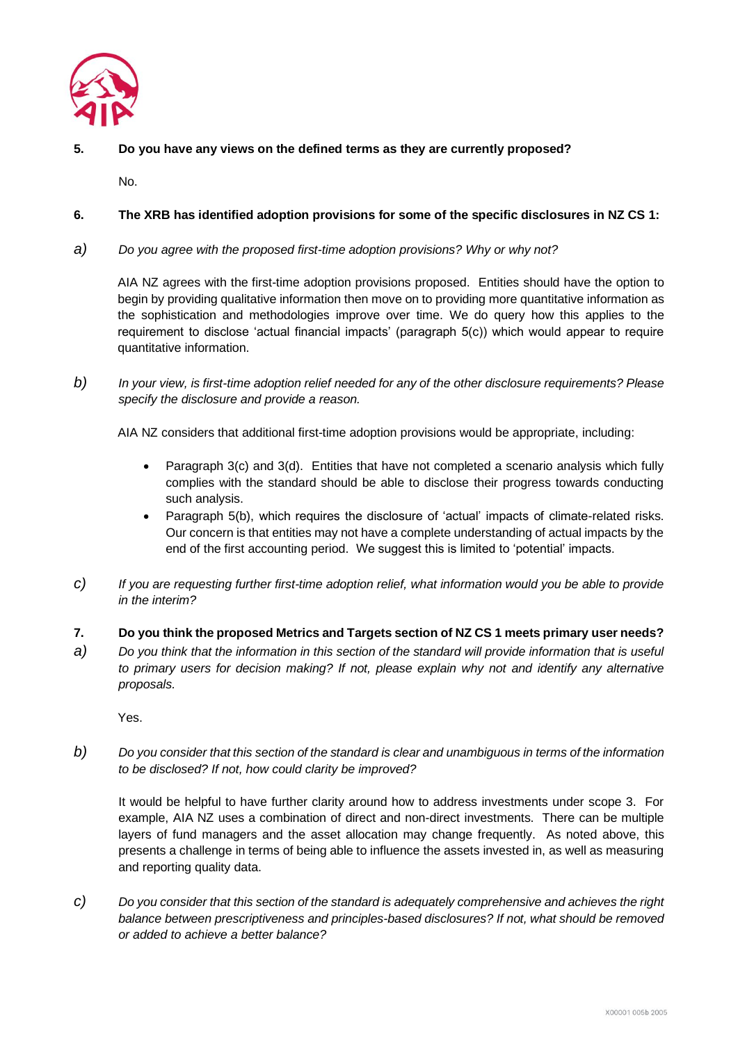**5. Do you have any views on the defined terms as they are currently proposed?**

No.

**6. The XRB has identified adoption provisions for some of the specific disclosures in NZ CS 1:**

*a) Do you agree with the proposed first-time adoption provisions? Why or why not?*

AIA NZ agrees with the first-time adoption provisions proposed. Entities should have the option to begin by providing qualitative information then move on to providing more quantitative information as the sophistication and methodologies improve over time. We do query how this applies to the requirement to disclose 'actual financial impacts' (paragraph 5(c)) which would appear to require quantitative information.

*b) In your view, is first-time adoption relief needed for any of the other disclosure requirements? Please specify the disclosure and provide a reason.*

AIA NZ considers that additional first-time adoption provisions would be appropriate, including:

- Paragraph 3(c) and 3(d). Entities that have not completed a scenario analysis which fully complies with the standard should be able to disclose their progress towards conducting such analysis.
- Paragraph 5(b), which requires the disclosure of 'actual' impacts of climate-related risks. Our concern is that entities may not have a complete understanding of actual impacts by the end of the first accounting period. We suggest this is limited to 'potential' impacts.

*c) If you are requesting further first-time adoption relief, what information would you be able to provide in the interim?*

**7. Do you think the proposed Metrics and Targets section of NZ CS 1 meets primary user needs?**

*a) Do you think that the information in this section of the standard will provide information that is useful to primary users for decision making? If not, please explain why not and identify any alternative proposals.*

Yes.

*b) Do you consider that this section of the standard is clear and unambiguous in terms of the information to be disclosed? If not, how could clarity be improved?*

It would be helpful to have further clarity around how to address investments under scope 3. For example, AIA NZ uses a combination of direct and non-direct investments. There can be multiple layers of fund managers and the asset allocation may change frequently. As noted above, this presents a challenge in terms of being able to influence the assets invested in, as well as measuring and reporting quality data.

*c) Do you consider that this section of the standard is adequately comprehensive and achieves the right balance between prescriptiveness and principles-based disclosures? If not, what should be removed or added to achieve a better balance?*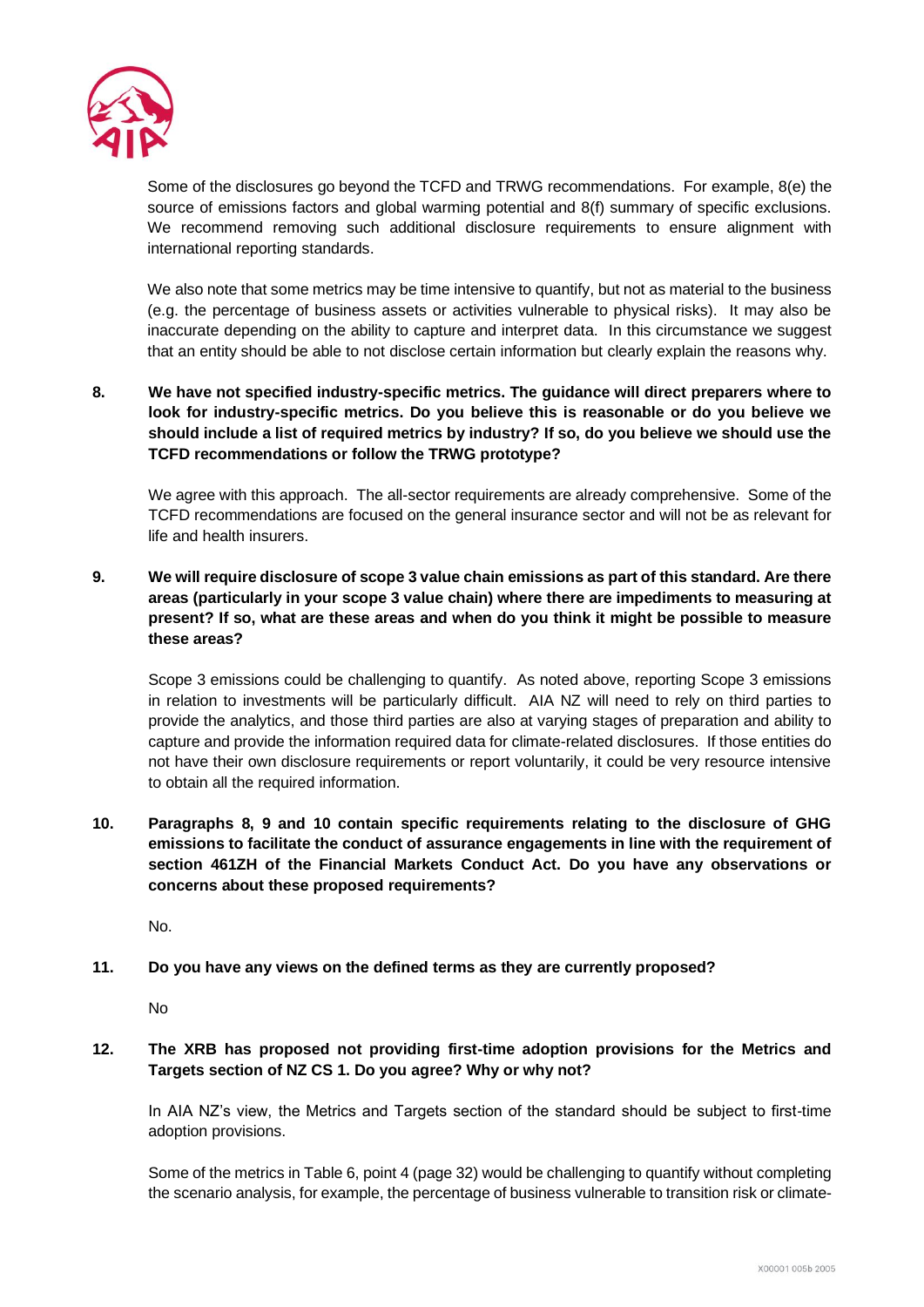Some of the disclosures go beyond the TCFD and TRWG recommendations. For example, 8(e) the source of emissions factors and global warming potential and 8(f) summary of specific exclusions. We recommend removing such additional disclosure requirements to ensure alignment with international reporting standards.

We also note that some metrics may be time intensive to quantify, but not as material to the business (e.g. the percentage of business assets or activities vulnerable to physical risks). It may also be inaccurate depending on the ability to capture and interpret data. In this circumstance we suggest that an entity should be able to not disclose certain information but clearly explain the reasons why.

**8. We have not specified industry-specific metrics. The guidance will direct preparers where to look for industry-specific metrics. Do you believe this is reasonable or do you believe we should include a list of required metrics by industry? If so, do you believe we should use the TCFD recommendations or follow the TRWG prototype?**

We agree with this approach. The all-sector requirements are already comprehensive. Some of the TCFD recommendations are focused on the general insurance sector and will not be as relevant for life and health insurers.

**9. We will require disclosure of scope 3 value chain emissions as part of this standard. Are there areas (particularly in your scope 3 value chain) where there are impediments to measuring at present? If so, what are these areas and when do you think it might be possible to measure these areas?**

Scope 3 emissions could be challenging to quantify. As noted above, reporting Scope 3 emissions in relation to investments will be particularly difficult. AIA NZ will need to rely on third parties to provide the analytics, and those third parties are also at varying stages of preparation and ability to capture and provide the information required data for climate-related disclosures. If those entities do not have their own disclosure requirements or report voluntarily, it could be very resource intensive to obtain all the required information.

**10. Paragraphs 8, 9 and 10 contain specific requirements relating to the disclosure of GHG emissions to facilitate the conduct of assurance engagements in line with the requirement of section 461ZH of the Financial Markets Conduct Act. Do you have any observations or concerns about these proposed requirements?**

No.

**11. Do you have any views on the defined terms as they are currently proposed?**

No

**12. The XRB has proposed not providing first-time adoption provisions for the Metrics and Targets section of NZ CS 1. Do you agree? Why or why not?**

In AIA NZ's view, the Metrics and Targets section of the standard should be subject to first-time adoption provisions.

Some of the metrics in Table 6, point 4 (page 32) would be challenging to quantify without completing the scenario analysis, for example, the percentage of business vulnerable to transition risk or climate-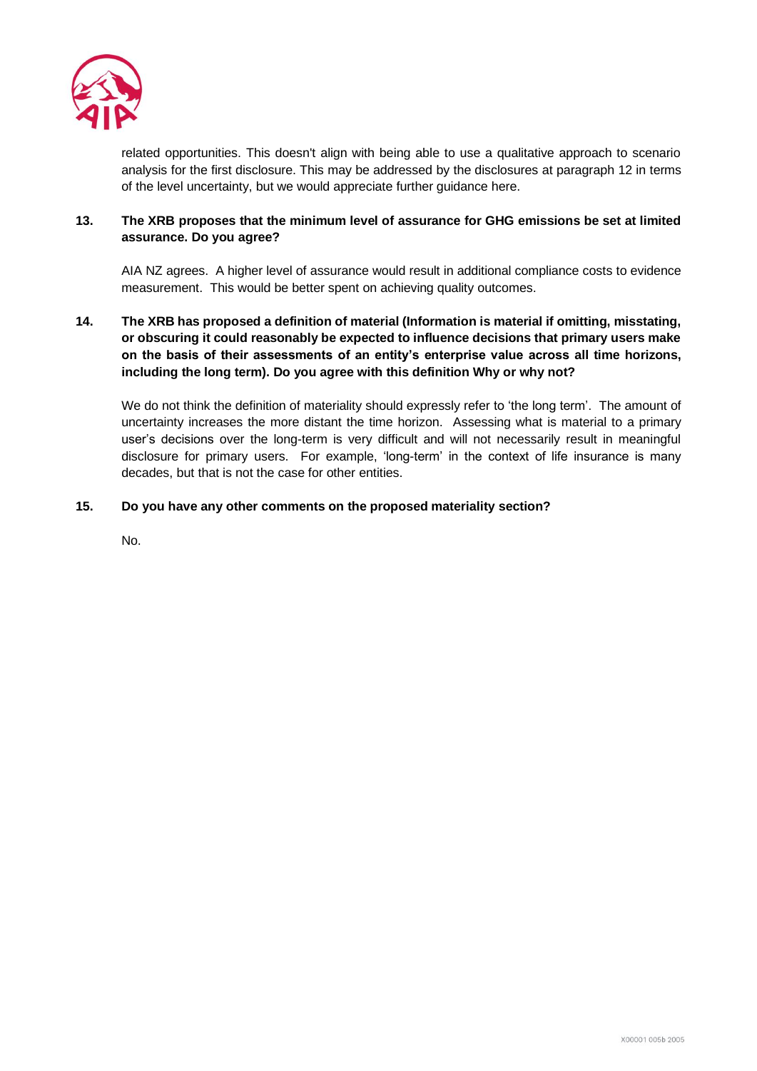related opportunities. This doesn't align with being able to use a qualitative approach to scenario analysis for the first disclosure. This may be addressed by the disclosures at paragraph 12 in terms of the level uncertainty, but we would appreciate further guidance here.

**13. The XRB proposes that the minimum level of assurance for GHG emissions be set at limited assurance. Do you agree?**

AIA NZ agrees. A higher level of assurance would result in additional compliance costs to evidence measurement. This would be better spent on achieving quality outcomes.

**14. The XRB has proposed a definition of material (Information is material if omitting, misstating, or obscuring it could reasonably be expected to influence decisions that primary users make on the basis of their assessments of an entity's enterprise value across all time horizons, including the long term). Do you agree with this definition Why or why not?**

We do not think the definition of materiality should expressly refer to 'the long term'. The amount of uncertainty increases the more distant the time horizon. Assessing what is material to a primary user's decisions over the long-term is very difficult and will not necessarily result in meaningful disclosure for primary users. For example, 'long-term' in the context of life insurance is many decades, but that is not the case for other entities.

**15. Do you have any other comments on the proposed materiality section?**

No.